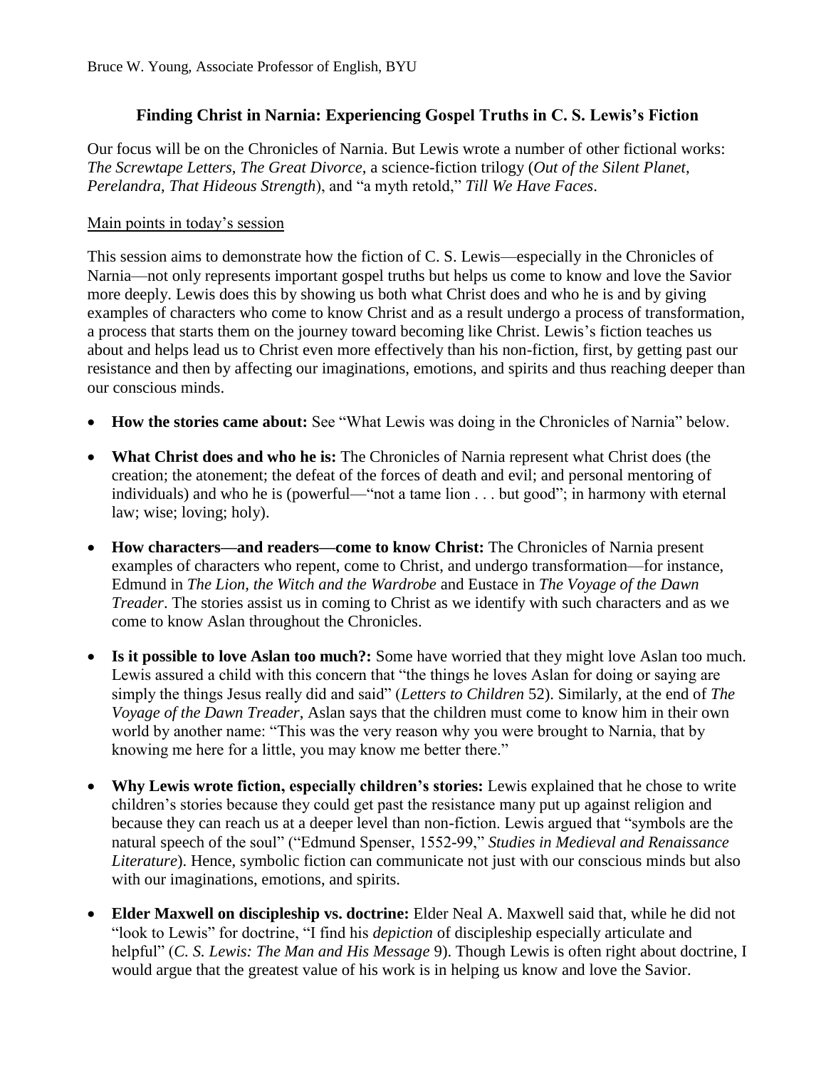Bruce W. Young, Associate Professor of English, BYU

# Finding Christ in Narnia: Experiencing Gospel Truths in C. S. Lewis's Fiction

Our focus will be on the Chronicles of Narnia. But Lewis wrote a number of other fictional works: *The Screwtape Letters*, *The Great Divorce*, a science-fiction trilogy (*Out of the Silent Planet*, *Perelandra*, *That Hideous Strength*), and "a myth retold," *Till We Have Faces*.

## Main points in today's session

This session aims to demonstrate how the fiction of C. S. Lewis—especially in the Chronicles of Narnia—not only represents important gospel truths but helps us come to know and love the Savior more deeply. Lewis does this by showing us both what Christ does and who he is and by giving examples of characters who come to know Christ and as a result undergo a process of transformation, a process that starts them on the journey toward becoming like Christ. Lewis's fiction teaches us about and helps lead us to Christ even more effectively than his non-fiction, first, by getting past our resistance and then by affecting our imaginations, emotions, and spirits and thus reaching deeper than our conscious minds.

- **How the stories came about:** See "What Lewis was doing in the Chronicles of Narnia" below.
- **What Christ does and who he is:** The Chronicles of Narnia represent what Christ does (the creation; the atonement; the defeat of the forces of death and evil; and personal mentoring of individuals) and who he is (powerful—"not a tame lion . . . but good"; in harmony with eternal law; wise; loving; holy).
- **How characters—and readers—come to know Christ:** The Chronicles of Narnia present examples of characters who repent, come to Christ, and undergo transformation—for instance, Edmund in *The Lion, the Witch and the Wardrobe* and Eustace in *The Voyage of the Dawn Treader*. The stories assist us in coming to Christ as we identify with such characters and as we come to know Aslan throughout the Chronicles.
- **Is it possible to love Aslan too much?:** Some have worried that they might love Aslan too much. Lewis assured a child with this concern that "the things he loves Aslan for doing or saying are simply the things Jesus really did and said" (*Letters to Children* 52). Similarly, at the end of *The Voyage of the Dawn Treader*, Aslan says that the children must come to know him in their own world by another name: "This was the very reason why you were brought to Narnia, that by knowing me here for a little, you may know me better there."
- **Why Lewis wrote fiction, especially children's stories:** Lewis explained that he chose to write children's stories because they could get past the resistance many put up against religion and because they can reach us at a deeper level than non-fiction. Lewis argued that "symbols are the natural speech of the soul" ("Edmund Spenser, 1552-99," *Studies in Medieval and Renaissance Literature*). Hence, symbolic fiction can communicate not just with our conscious minds but also with our imaginations, emotions, and spirits.
- **Elder Maxwell on discipleship vs. doctrine:** Elder Neal A. Maxwell said that, while he did not "look to Lewis" for doctrine, "I find his *depiction* of discipleship especially articulate and helpful" (*C. S. Lewis: The Man and His Message* 9). Though Lewis is often right about doctrine, I would argue that the greatest value of his work is in helping us know and love the Savior.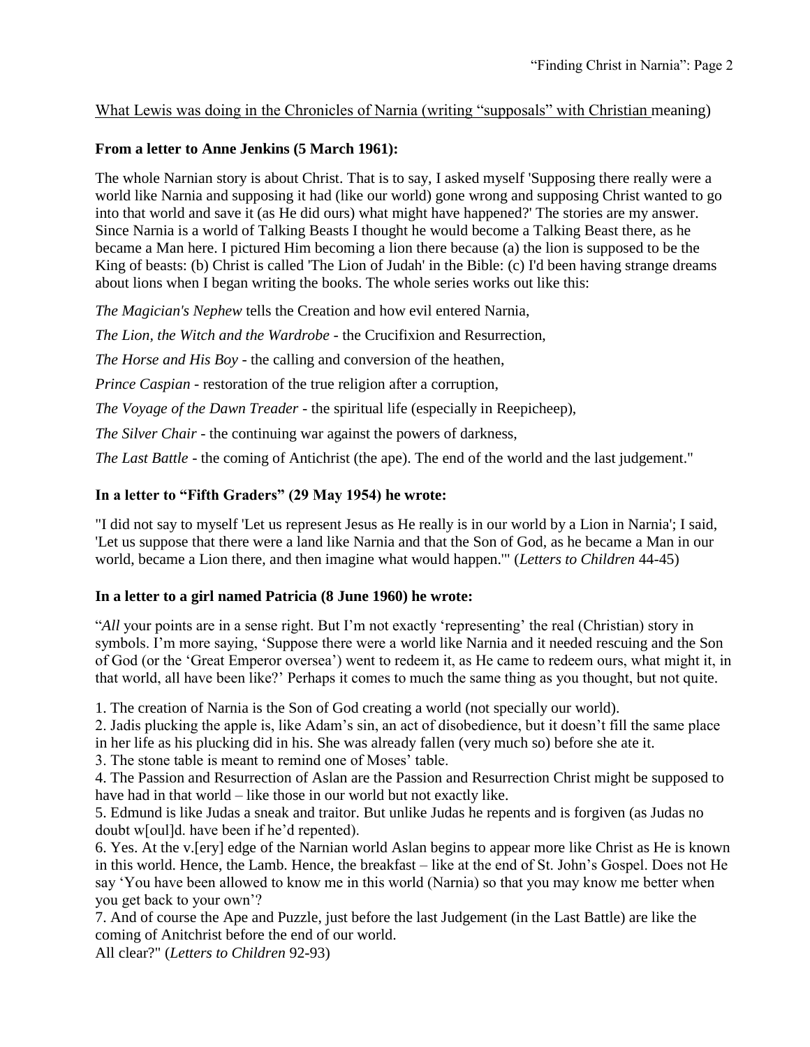What Lewis was doing in the Chronicles of Narnia (writing "supposals" with Christian meaning)

**From a letter to Anne Jenkins (5 March 1961):**

The whole Narnian story is about Christ. That is to say, I asked myself 'Supposing there really were a world like Narnia and supposing it had (like our world) gone wrong and supposing Christ wanted to go into that world and save it (as He did ours) what might have happened?' The stories are my answer. Since Narnia is a world of Talking Beasts I thought he would become a Talking Beast there, as he became a Man here. I pictured Him becoming a lion there because (a) the lion is supposed to be the King of beasts: (b) Christ is called 'The Lion of Judah' in the Bible: (c) I'd been having strange dreams about lions when I began writing the books. The whole series works out like this:

*The Magician's Nephew* tells the Creation and how evil entered Narnia,

*The Lion, the Witch and the Wardrobe* - the Crucifixion and Resurrection,

*The Horse and His Boy* - the calling and conversion of the heathen,

*Prince Caspian* - restoration of the true religion after a corruption,

*The Voyage of the Dawn Treader* - the spiritual life (especially in Reepicheep),

*The Silver Chair* - the continuing war against the powers of darkness,

*The Last Battle* - the coming of Antichrist (the ape). The end of the world and the last judgement."

**In a letter to "Fifth Graders" (29 May 1954) he wrote:**

"I did not say to myself 'Let us represent Jesus as He really is in our world by a Lion in Narnia'; I said, 'Let us suppose that there were a land like Narnia and that the Son of God, as he became a Man in our world, became a Lion there, and then imagine what would happen.'" (*Letters to Children* 44-45)

**In a letter to a girl named Patricia (8 June 1960) he wrote:**

"*All* your points are in a sense right. But I'm not exactly 'representing' the real (Christian) story in symbols. I'm more saying, 'Suppose there were a world like Narnia and it needed rescuing and the Son of God (or the 'Great Emperor oversea') went to redeem it, as He came to redeem ours, what might it, in that world, all have been like?' Perhaps it comes to much the same thing as you thought, but not quite.

1. The creation of Narnia is the Son of God creating a world (not specially our world).
2. Jadis plucking the apple is, like Adam's sin, an act of disobedience, but it doesn't fill the same place in her life as his plucking did in his. She was already fallen (very much so) before she ate it.
3. The stone table is meant to remind one of Moses' table.
4. The Passion and Resurrection of Aslan are the Passion and Resurrection Christ might be supposed to have had in that world – like those in our world but not exactly like.
5. Edmund is like Judas a sneak and traitor. But unlike Judas he repents and is forgiven (as Judas no doubt w[oul]d. have been if he'd repented).
6. Yes. At the v.[ery] edge of the Narnian world Aslan begins to appear more like Christ as He is known in this world. Hence, the Lamb. Hence, the breakfast – like at the end of St. John's Gospel. Does not He say 'You have been allowed to know me in this world (Narnia) so that you may know me better when you get back to your own'?
7. And of course the Ape and Puzzle, just before the last Judgement (in the Last Battle) are like the coming of Anitchrist before the end of our world.

All clear?" (*Letters to Children* 92-93)